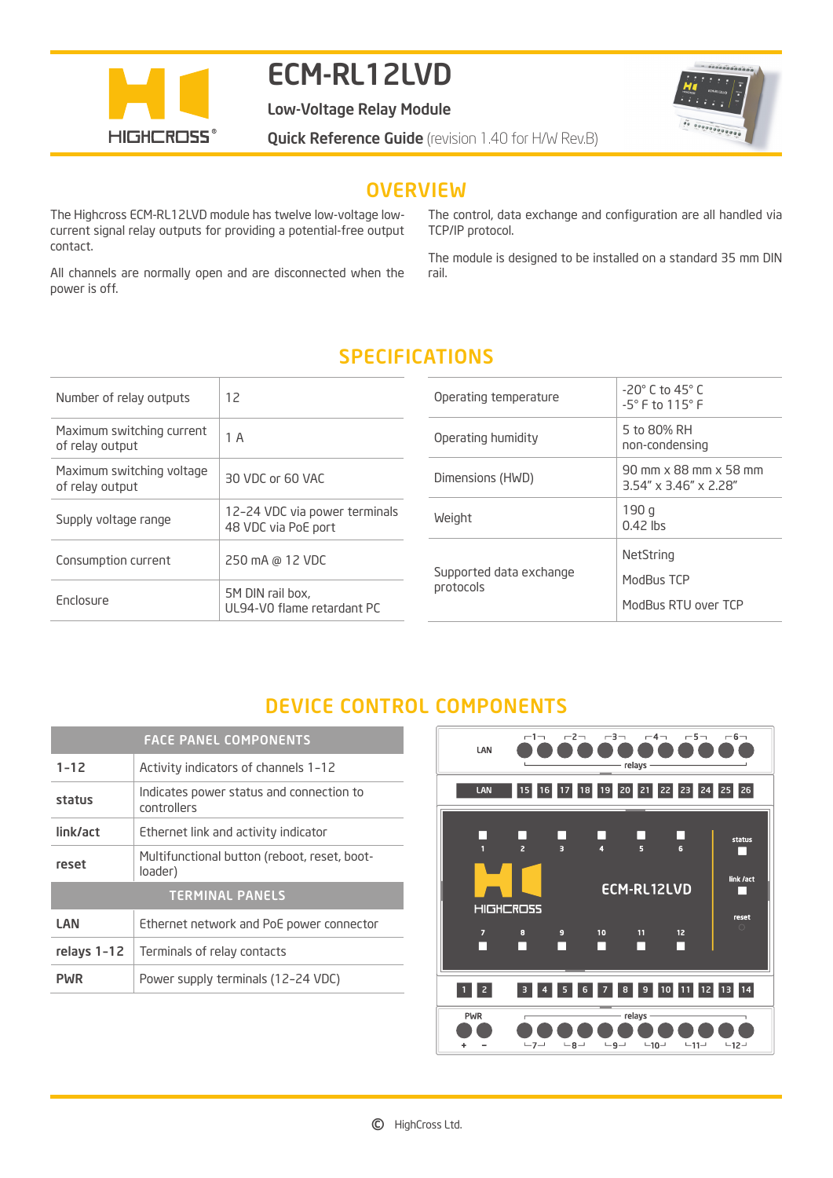# ECM-RL12LVD

**Low-Voltage Relay Module**

**Quick Reference Guide** (revision 1.40 for H/W Rev.B)

## OVERVIEW

The Highcross ECM-RL12LVD module has twelve low-voltage low-current signal relay outputs for providing a potential-free output contact.

All channels are normally open and are disconnected when the power is off.

The control, data exchange and configuration are all handled via TCP/IP protocol.

The module is designed to be installed on a standard 35 mm DIN rail.

## SPECIFICATIONS

| | |
|---|---|
| Number of relay outputs | 12 |
| Maximum switching current of relay output | 1 A |
| Maximum switching voltage of relay output | 30 VDC or 60 VAC |
| Supply voltage range | 12-24 VDC via power terminals<br>48 VDC via PoE port |
| Consumption current | 250 mA @ 12 VDC |
| Enclosure | 5M DIN rail box,<br>UL94-V0 flame retardant PC |

| | |
|---|---|
| Operating temperature | -20° C to 45° C<br>-5° F to 115° F |
| Operating humidity | 5 to 80% RH<br>non-condensing |
| Dimensions (HWD) | 90 mm x 88 mm x 58 mm<br>3.54" x 3.46" x 2.28" |
| Weight | 190 g<br>0.42 lbs |
| Supported data exchange protocols | NetString<br>ModBus TCP<br>ModBus RTU over TCP |

## DEVICE CONTROL COMPONENTS

| FACE PANEL COMPONENTS | |
|---|---|
| **1-12** | Activity indicators of channels 1-12 |
| **status** | Indicates power status and connection to controllers |
| **link/act** | Ethernet link and activity indicator |
| **reset** | Multifunctional button (reboot, reset, boot-loader) |
| **TERMINAL PANELS** | |
| **LAN** | Ethernet network and PoE power connector |
| **relays 1-12** | Terminals of relay contacts |
| **PWR** | Power supply terminals (12-24 VDC) |

© HighCross Ltd.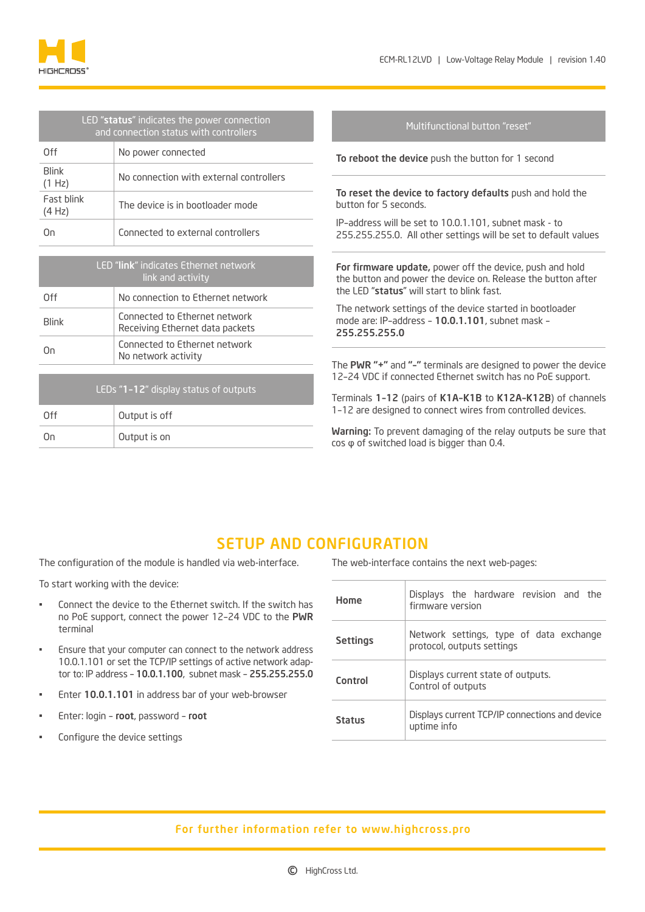| LED "**status**" indicates the power connection and connection status with controllers | |
|---|---|
| Off | No power connected |
| Blink (1 Hz) | No connection with external controllers |
| Fast blink (4 Hz) | The device is in bootloader mode |
| On | Connected to external controllers |

| LED "**link**" indicates Ethernet network link and activity | |
|---|---|
| Off | No connection to Ethernet network |
| Blink | Connected to Ethernet network<br>Receiving Ethernet data packets |
| On | Connected to Ethernet network<br>No network activity |

| LEDs "**1-12**" display status of outputs | |
|---|---|
| Off | Output is off |
| On | Output is on |

| Multifunctional button "reset" |
|---|
| **To reboot the device** push the button for 1 second |
| **To reset the device to factory defaults** push and hold the button for 5 seconds.<br>IP-address will be set to 10.0.1.101, subnet mask - to 255.255.255.0. All other settings will be set to default values |
| **For firmware update,** power off the device, push and hold the button and power the device on. Release the button after the LED "**status**" will start to blink fast.<br>The network settings of the device started in bootloader mode are: IP-address – **10.0.1.101**, subnet mask – **255.255.255.0** |

The **PWR "+"** and **"-"** terminals are designed to power the device 12-24 VDC if connected Ethernet switch has no PoE support.

Terminals **1-12** (pairs of **K1A-K1B** to **K12A-K12B**) of channels 1-12 are designed to connect wires from controlled devices.

**Warning:** To prevent damaging of the relay outputs be sure that cos φ of switched load is bigger than 0.4.

## SETUP AND CONFIGURATION

The configuration of the module is handled via web-interface.

To start working with the device:

- Connect the device to the Ethernet switch. If the switch has no PoE support, connect the power 12-24 VDC to the **PWR** terminal
- Ensure that your computer can connect to the network address 10.0.1.101 or set the TCP/IP settings of active network adaptor to: IP address – **10.0.1.100**, subnet mask – **255.255.255.0**
- Enter **10.0.1.101** in address bar of your web-browser
- Enter: login – **root**, password – **root**
- Configure the device settings

The web-interface contains the next web-pages:

| | |
|---|---|
| **Home** | Displays the hardware revision and the firmware version |
| **Settings** | Network settings, type of data exchange protocol, outputs settings |
| **Control** | Displays current state of outputs.<br>Control of outputs |
| **Status** | Displays current TCP/IP connections and device uptime info |

**For further information refer to www.highcross.pro**

© HighCross Ltd.